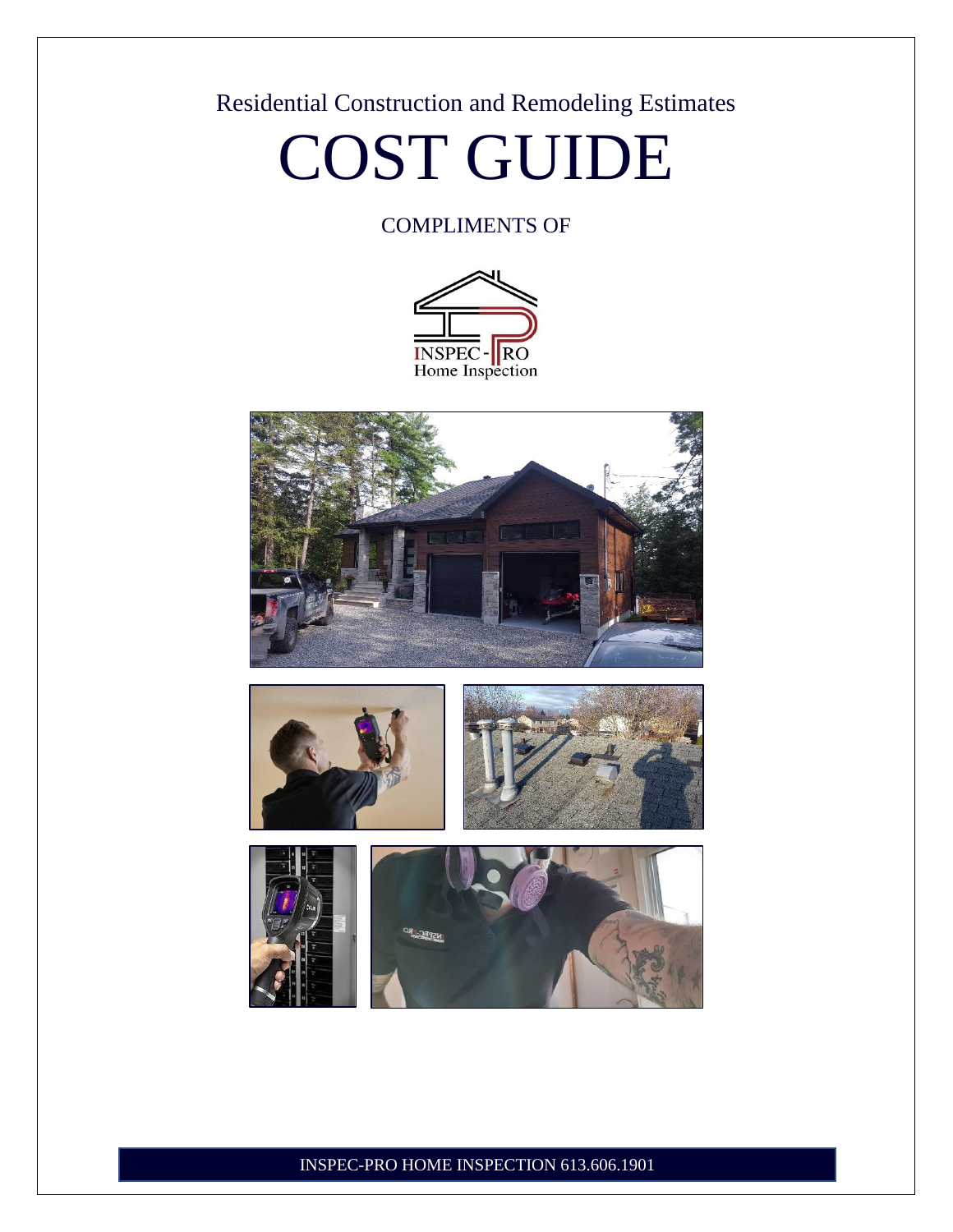Residential Construction and Remodeling Estimates

# COST GUIDE

COMPLIMENTS OF

INSPEC-PRO
Home Inspection

INSPEC-PRO HOME INSPECTION 613.606.1901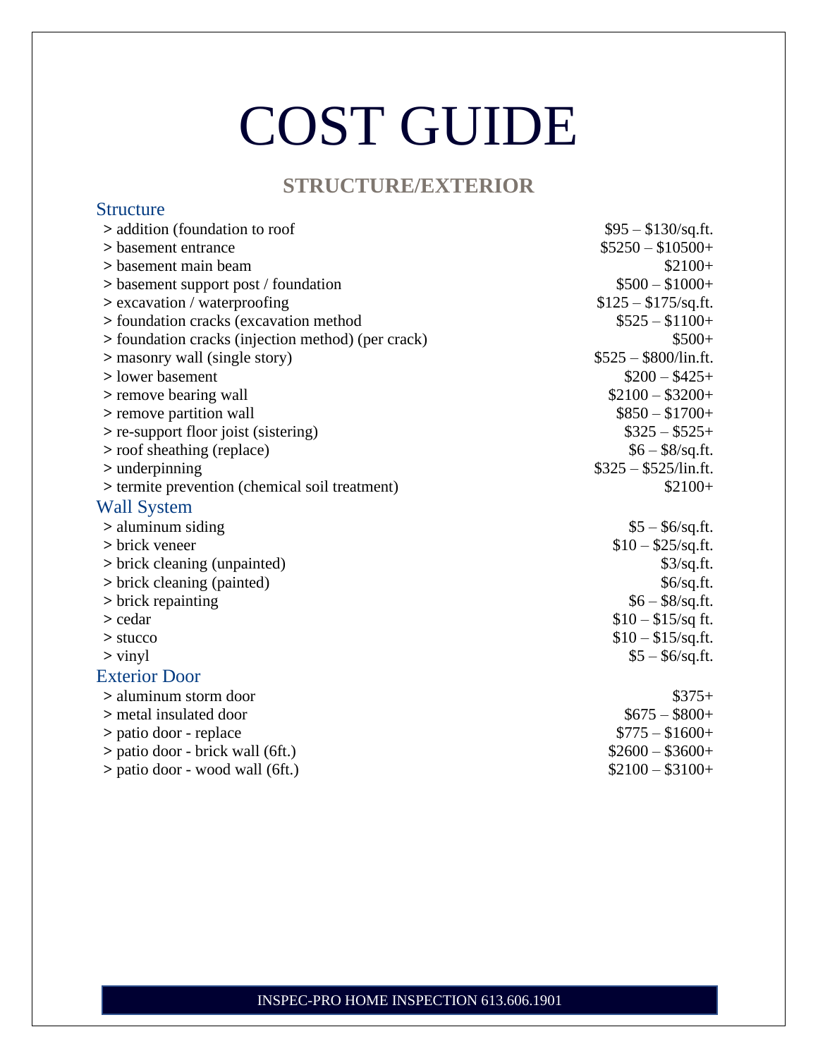# COST GUIDE

## STRUCTURE/EXTERIOR

### Structure

| Item | Cost |
|---|---|
| > addition (foundation to roof | $95 – $130/sq.ft. |
| > basement entrance | $5250 – $10500+ |
| > basement main beam | $2100+ |
| > basement support post / foundation | $500 – $1000+ |
| > excavation / waterproofing | $125 – $175/sq.ft. |
| > foundation cracks (excavation method | $525 – $1100+ |
| > foundation cracks (injection method) (per crack) | $500+ |
| > masonry wall (single story) | $525 – $800/lin.ft. |
| > lower basement | $200 – $425+ |
| > remove bearing wall | $2100 – $3200+ |
| > remove partition wall | $850 – $1700+ |
| > re-support floor joist (sistering) | $325 – $525+ |
| > roof sheathing (replace) | $6 – $8/sq.ft. |
| > underpinning | $325 – $525/lin.ft. |
| > termite prevention (chemical soil treatment) | $2100+ |

### Wall System

| Item | Cost |
|---|---|
| > aluminum siding | $5 – $6/sq.ft. |
| > brick veneer | $10 – $25/sq.ft. |
| > brick cleaning (unpainted) | $3/sq.ft. |
| > brick cleaning (painted) | $6/sq.ft. |
| > brick repainting | $6 – $8/sq.ft. |
| > cedar | $10 – $15/sq ft. |
| > stucco | $10 – $15/sq.ft. |
| > vinyl | $5 – $6/sq.ft. |

### Exterior Door

| Item | Cost |
|---|---|
| > aluminum storm door | $375+ |
| > metal insulated door | $675 – $800+ |
| > patio door - replace | $775 – $1600+ |
| > patio door - brick wall (6ft.) | $2600 – $3600+ |
| > patio door - wood wall (6ft.) | $2100 – $3100+ |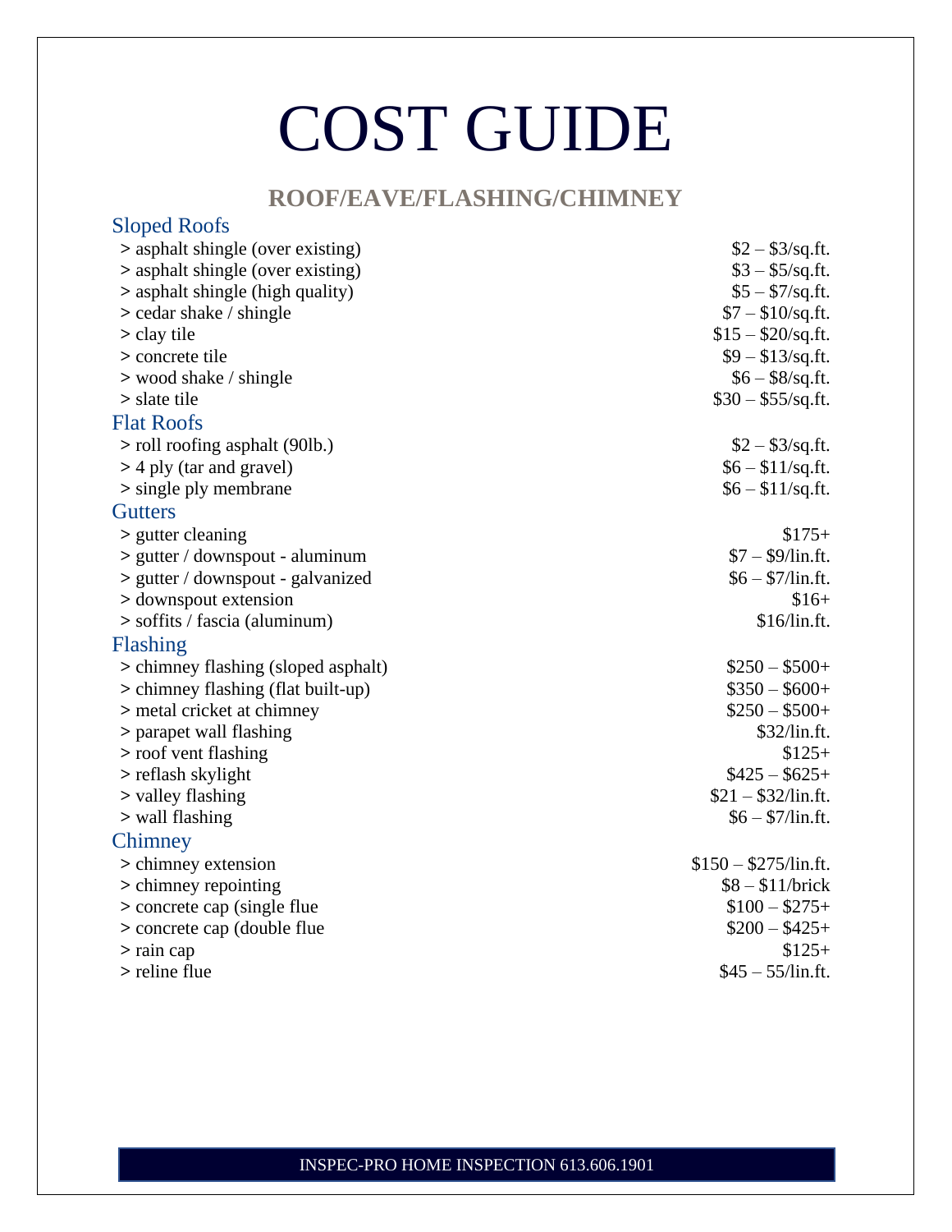# COST GUIDE

## ROOF/EAVE/FLASHING/CHIMNEY

### Sloped Roofs

| Item | Cost |
| --- | --- |
| > asphalt shingle (over existing) | $2 – $3/sq.ft. |
| > asphalt shingle (over existing) | $3 – $5/sq.ft. |
| > asphalt shingle (high quality) | $5 – $7/sq.ft. |
| > cedar shake / shingle | $7 – $10/sq.ft. |
| > clay tile | $15 – $20/sq.ft. |
| > concrete tile | $9 – $13/sq.ft. |
| > wood shake / shingle | $6 – $8/sq.ft. |
| > slate tile | $30 – $55/sq.ft. |

### Flat Roofs

| Item | Cost |
| --- | --- |
| > roll roofing asphalt (90lb.) | $2 – $3/sq.ft. |
| > 4 ply (tar and gravel) | $6 – $11/sq.ft. |
| > single ply membrane | $6 – $11/sq.ft. |

### Gutters

| Item | Cost |
| --- | --- |
| > gutter cleaning | $175+ |
| > gutter / downspout - aluminum | $7 – $9/lin.ft. |
| > gutter / downspout - galvanized | $6 – $7/lin.ft. |
| > downspout extension | $16+ |
| > soffits / fascia (aluminum) | $16/lin.ft. |

### Flashing

| Item | Cost |
| --- | --- |
| > chimney flashing (sloped asphalt) | $250 – $500+ |
| > chimney flashing (flat built-up) | $350 – $600+ |
| > metal cricket at chimney | $250 – $500+ |
| > parapet wall flashing | $32/lin.ft. |
| > roof vent flashing | $125+ |
| > reflash skylight | $425 – $625+ |
| > valley flashing | $21 – $32/lin.ft. |
| > wall flashing | $6 – $7/lin.ft. |

### Chimney

| Item | Cost |
| --- | --- |
| > chimney extension | $150 – $275/lin.ft. |
| > chimney repointing | $8 – $11/brick |
| > concrete cap (single flue | $100 – $275+ |
| > concrete cap (double flue | $200 – $425+ |
| > rain cap | $125+ |
| > reline flue | $45 – 55/lin.ft. |

INSPEC-PRO HOME INSPECTION 613.606.1901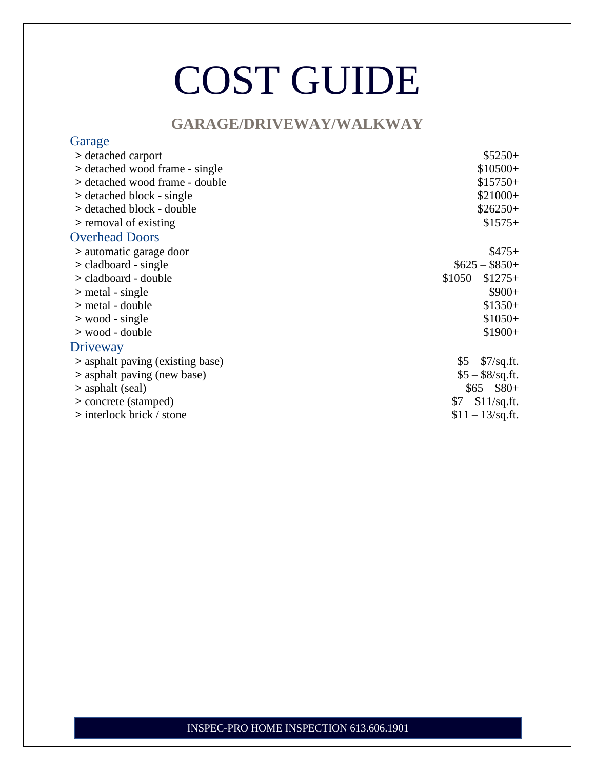# COST GUIDE

## GARAGE/DRIVEWAY/WALKWAY

### Garage

| Item | Cost |
|---|---|
| > detached carport | $5250+ |
| > detached wood frame - single | $10500+ |
| > detached wood frame - double | $15750+ |
| > detached block - single | $21000+ |
| > detached block - double | $26250+ |
| > removal of existing | $1575+ |

### Overhead Doors

| Item | Cost |
|---|---|
| > automatic garage door | $475+ |
| > cladboard - single | $625 – $850+ |
| > cladboard - double | $1050 – $1275+ |
| > metal - single | $900+ |
| > metal - double | $1350+ |
| > wood - single | $1050+ |
| > wood - double | $1900+ |

### Driveway

| Item | Cost |
|---|---|
| > asphalt paving (existing base) | $5 – $7/sq.ft. |
| > asphalt paving (new base) | $5 – $8/sq.ft. |
| > asphalt (seal) | $65 – $80+ |
| > concrete (stamped) | $7 – $11/sq.ft. |
| > interlock brick / stone | $11 – 13/sq.ft. |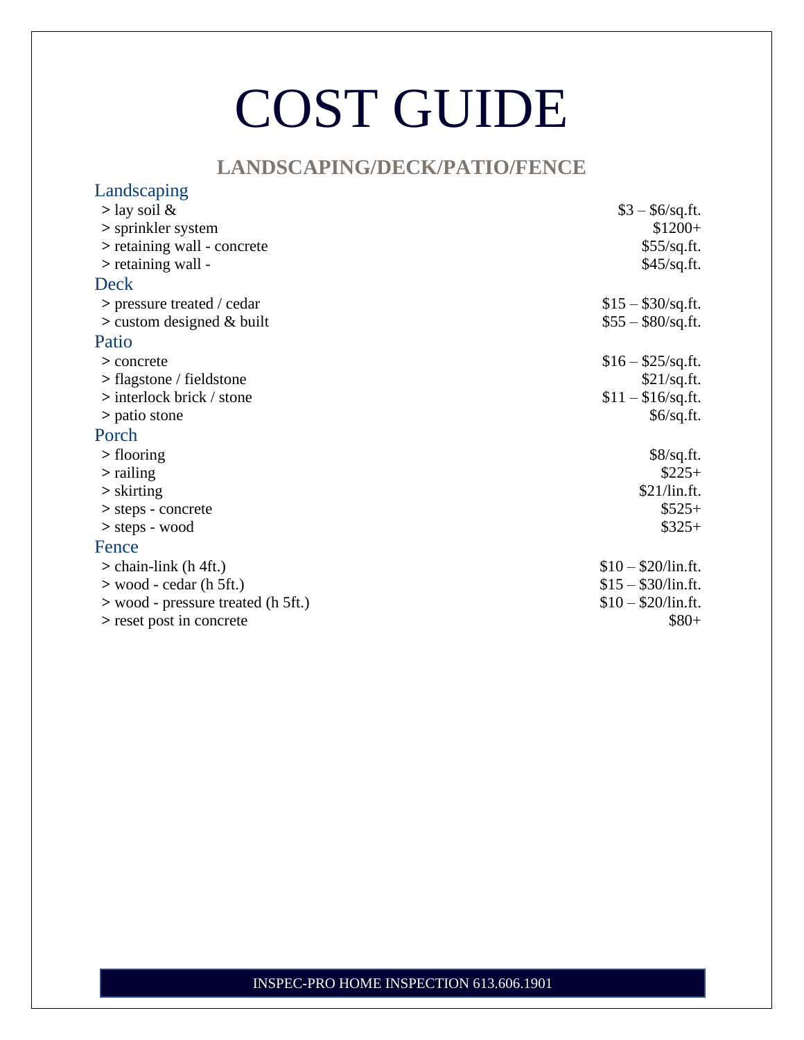# COST GUIDE

## LANDSCAPING/DECK/PATIO/FENCE

### Landscaping

| | |
|---|---|
| > lay soil & | $3 – $6/sq.ft. |
| > sprinkler system | $1200+ |
| > retaining wall - concrete | $55/sq.ft. |
| > retaining wall - | $45/sq.ft. |

### Deck

| | |
|---|---|
| > pressure treated / cedar | $15 – $30/sq.ft. |
| > custom designed & built | $55 – $80/sq.ft. |

### Patio

| | |
|---|---|
| > concrete | $16 – $25/sq.ft. |
| > flagstone / fieldstone | $21/sq.ft. |
| > interlock brick / stone | $11 – $16/sq.ft. |
| > patio stone | $6/sq.ft. |

### Porch

| | |
|---|---|
| > flooring | $8/sq.ft. |
| > railing | $225+ |
| > skirting | $21/lin.ft. |
| > steps - concrete | $525+ |
| > steps - wood | $325+ |

### Fence

| | |
|---|---|
| > chain-link (h 4ft.) | $10 – $20/lin.ft. |
| > wood - cedar (h 5ft.) | $15 – $30/lin.ft. |
| > wood - pressure treated (h 5ft.) | $10 – $20/lin.ft. |
| > reset post in concrete | $80+ |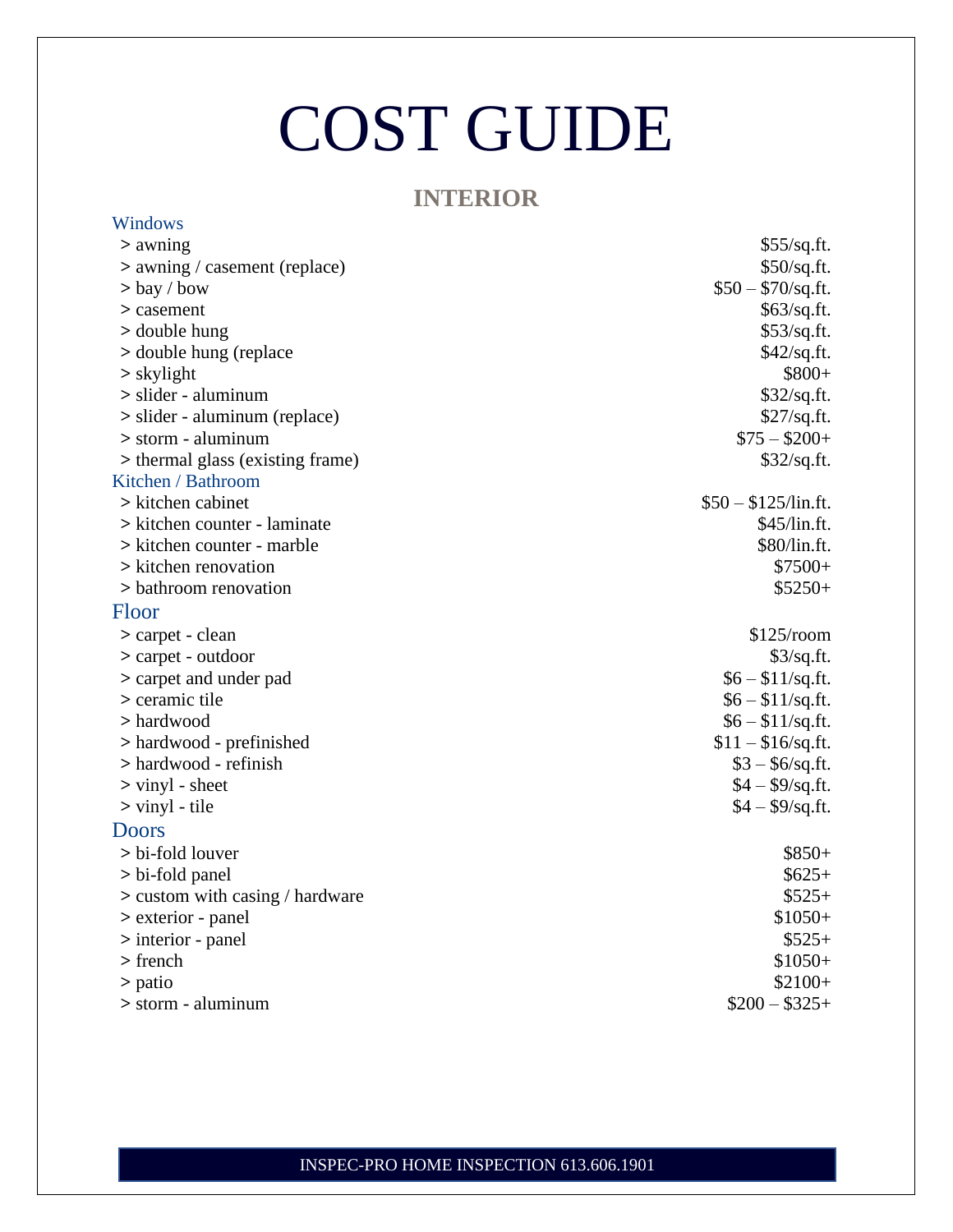# COST GUIDE

## INTERIOR

### Windows

| Item | Cost |
|---|---|
| > awning | $55/sq.ft. |
| > awning / casement (replace) | $50/sq.ft. |
| > bay / bow | $50 – $70/sq.ft. |
| > casement | $63/sq.ft. |
| > double hung | $53/sq.ft. |
| > double hung (replace | $42/sq.ft. |
| > skylight | $800+ |
| > slider - aluminum | $32/sq.ft. |
| > slider - aluminum (replace) | $27/sq.ft. |
| > storm - aluminum | $75 – $200+ |
| > thermal glass (existing frame) | $32/sq.ft. |

### Kitchen / Bathroom

| Item | Cost |
|---|---|
| > kitchen cabinet | $50 – $125/lin.ft. |
| > kitchen counter - laminate | $45/lin.ft. |
| > kitchen counter - marble | $80/lin.ft. |
| > kitchen renovation | $7500+ |
| > bathroom renovation | $5250+ |

### Floor

| Item | Cost |
|---|---|
| > carpet - clean | $125/room |
| > carpet - outdoor | $3/sq.ft. |
| > carpet and under pad | $6 – $11/sq.ft. |
| > ceramic tile | $6 – $11/sq.ft. |
| > hardwood | $6 – $11/sq.ft. |
| > hardwood - prefinished | $11 – $16/sq.ft. |
| > hardwood - refinish | $3 – $6/sq.ft. |
| > vinyl - sheet | $4 – $9/sq.ft. |
| > vinyl - tile | $4 – $9/sq.ft. |

### Doors

| Item | Cost |
|---|---|
| > bi-fold louver | $850+ |
| > bi-fold panel | $625+ |
| > custom with casing / hardware | $525+ |
| > exterior - panel | $1050+ |
| > interior - panel | $525+ |
| > french | $1050+ |
| > patio | $2100+ |
| > storm - aluminum | $200 – $325+ |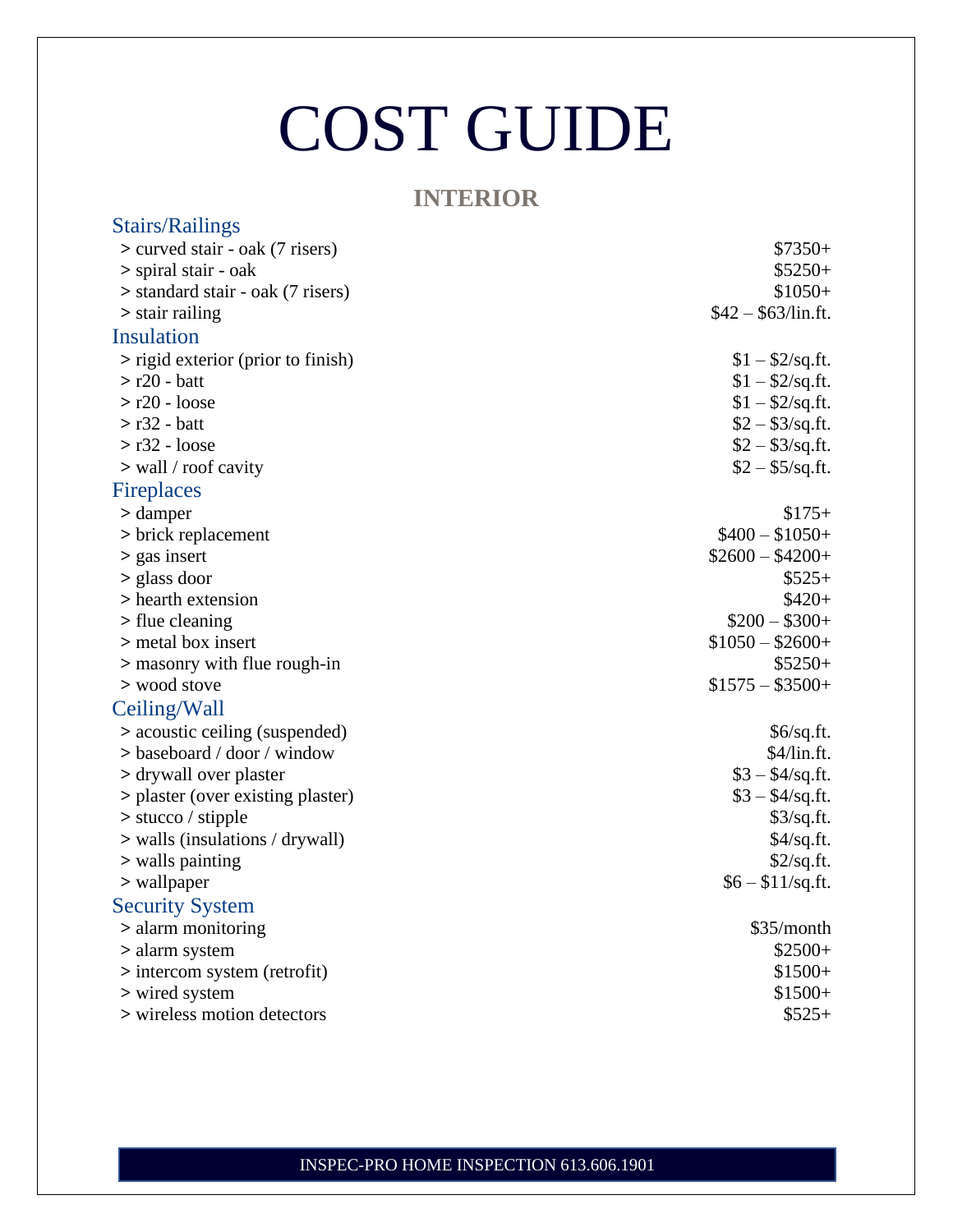# COST GUIDE

## INTERIOR

### Stairs/Railings

| Item | Cost |
|---|---|
| > curved stair - oak (7 risers) | $7350+ |
| > spiral stair - oak | $5250+ |
| > standard stair - oak (7 risers) | $1050+ |
| > stair railing | $42 – $63/lin.ft. |

### Insulation

| Item | Cost |
|---|---|
| > rigid exterior (prior to finish) | $1 – $2/sq.ft. |
| > r20 - batt | $1 – $2/sq.ft. |
| > r20 - loose | $1 – $2/sq.ft. |
| > r32 - batt | $2 – $3/sq.ft. |
| > r32 - loose | $2 – $3/sq.ft. |
| > wall / roof cavity | $2 – $5/sq.ft. |

### Fireplaces

| Item | Cost |
|---|---|
| > damper | $175+ |
| > brick replacement | $400 – $1050+ |
| > gas insert | $2600 – $4200+ |
| > glass door | $525+ |
| > hearth extension | $420+ |
| > flue cleaning | $200 – $300+ |
| > metal box insert | $1050 – $2600+ |
| > masonry with flue rough-in | $5250+ |
| > wood stove | $1575 – $3500+ |

### Ceiling/Wall

| Item | Cost |
|---|---|
| > acoustic ceiling (suspended) | $6/sq.ft. |
| > baseboard / door / window | $4/lin.ft. |
| > drywall over plaster | $3 – $4/sq.ft. |
| > plaster (over existing plaster) | $3 – $4/sq.ft. |
| > stucco / stipple | $3/sq.ft. |
| > walls (insulations / drywall) | $4/sq.ft. |
| > walls painting | $2/sq.ft. |
| > wallpaper | $6 – $11/sq.ft. |

### Security System

| Item | Cost |
|---|---|
| > alarm monitoring | $35/month |
| > alarm system | $2500+ |
| > intercom system (retrofit) | $1500+ |
| > wired system | $1500+ |
| > wireless motion detectors | $525+ |

INSPEC-PRO HOME INSPECTION 613.606.1901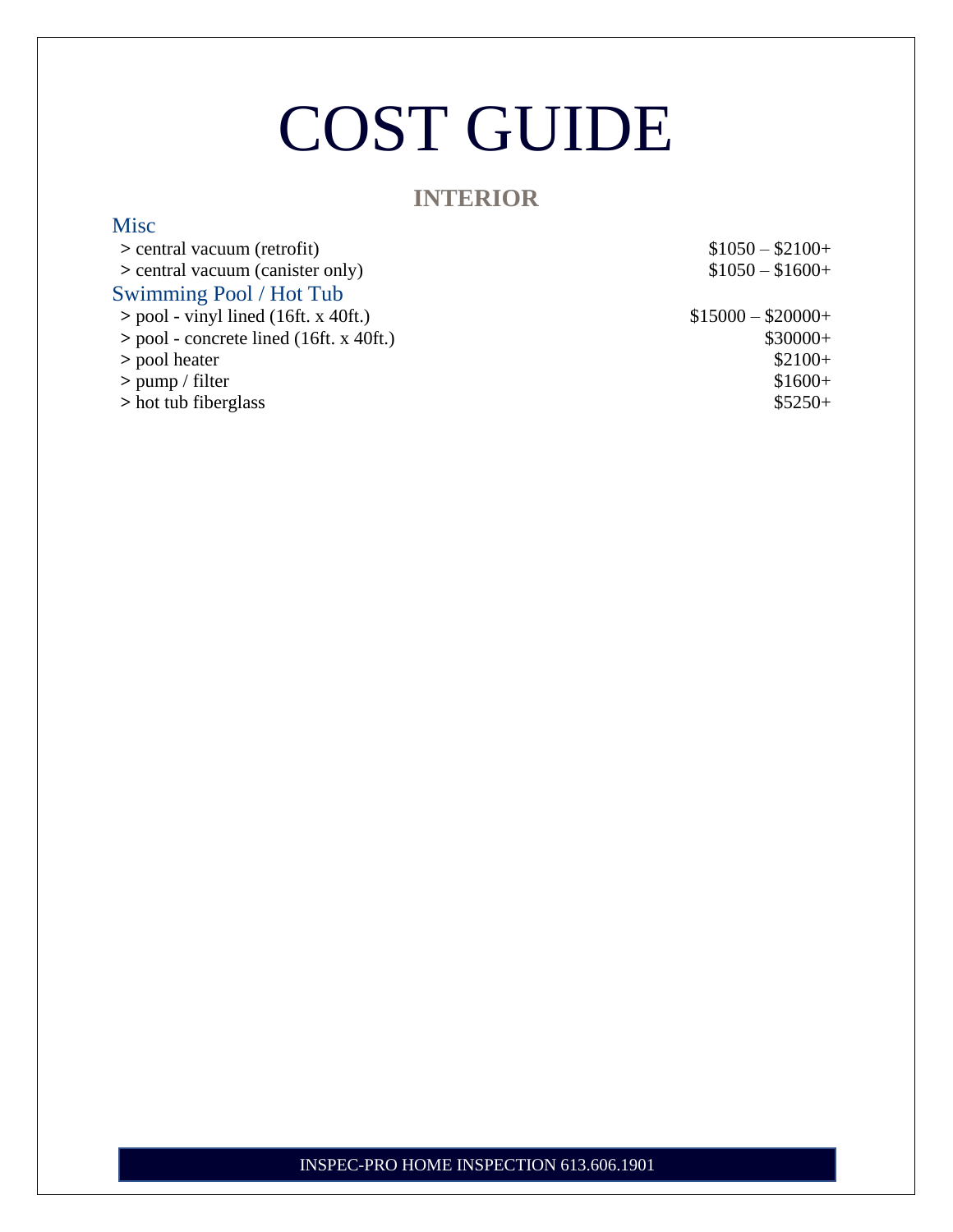# COST GUIDE

## INTERIOR

### Misc

| Item | Cost |
|---|---|
| > central vacuum (retrofit) | $1050 – $2100+ |
| > central vacuum (canister only) | $1050 – $1600+ |

### Swimming Pool / Hot Tub

| Item | Cost |
|---|---|
| > pool - vinyl lined (16ft. x 40ft.) | $15000 – $20000+ |
| > pool - concrete lined (16ft. x 40ft.) | $30000+ |
| > pool heater | $2100+ |
| > pump / filter | $1600+ |
| > hot tub fiberglass | $5250+ |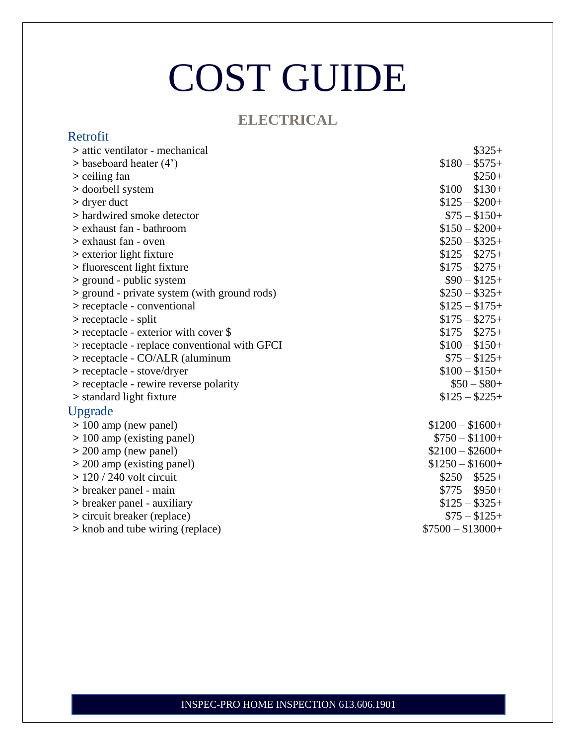# COST GUIDE

## ELECTRICAL

### Retrofit

| Item | Cost |
|---|---|
| > attic ventilator - mechanical | $325+ |
| > baseboard heater (4') | $180 – $575+ |
| > ceiling fan | $250+ |
| > doorbell system | $100 – $130+ |
| > dryer duct | $125 – $200+ |
| > hardwired smoke detector | $75 – $150+ |
| > exhaust fan - bathroom | $150 – $200+ |
| > exhaust fan - oven | $250 – $325+ |
| > exterior light fixture | $125 – $275+ |
| > fluorescent light fixture | $175 – $275+ |
| > ground - public system | $90 – $125+ |
| > ground - private system (with ground rods) | $250 – $325+ |
| > receptacle - conventional | $125 – $175+ |
| > receptacle - split | $175 – $275+ |
| > receptacle - exterior with cover $ | $175 – $275+ |
| > receptacle - replace conventional with GFCI | $100 – $150+ |
| > receptacle - CO/ALR (aluminum | $75 – $125+ |
| > receptacle - stove/dryer | $100 – $150+ |
| > receptacle - rewire reverse polarity | $50 – $80+ |
| > standard light fixture | $125 – $225+ |

### Upgrade

| Item | Cost |
|---|---|
| > 100 amp (new panel) | $1200 – $1600+ |
| > 100 amp (existing panel) | $750 – $1100+ |
| > 200 amp (new panel) | $2100 – $2600+ |
| > 200 amp (existing panel) | $1250 – $1600+ |
| > 120 / 240 volt circuit | $250 – $525+ |
| > breaker panel - main | $775 – $950+ |
| > breaker panel - auxiliary | $125 – $325+ |
| > circuit breaker (replace) | $75 – $125+ |
| > knob and tube wiring (replace) | $7500 – $13000+ |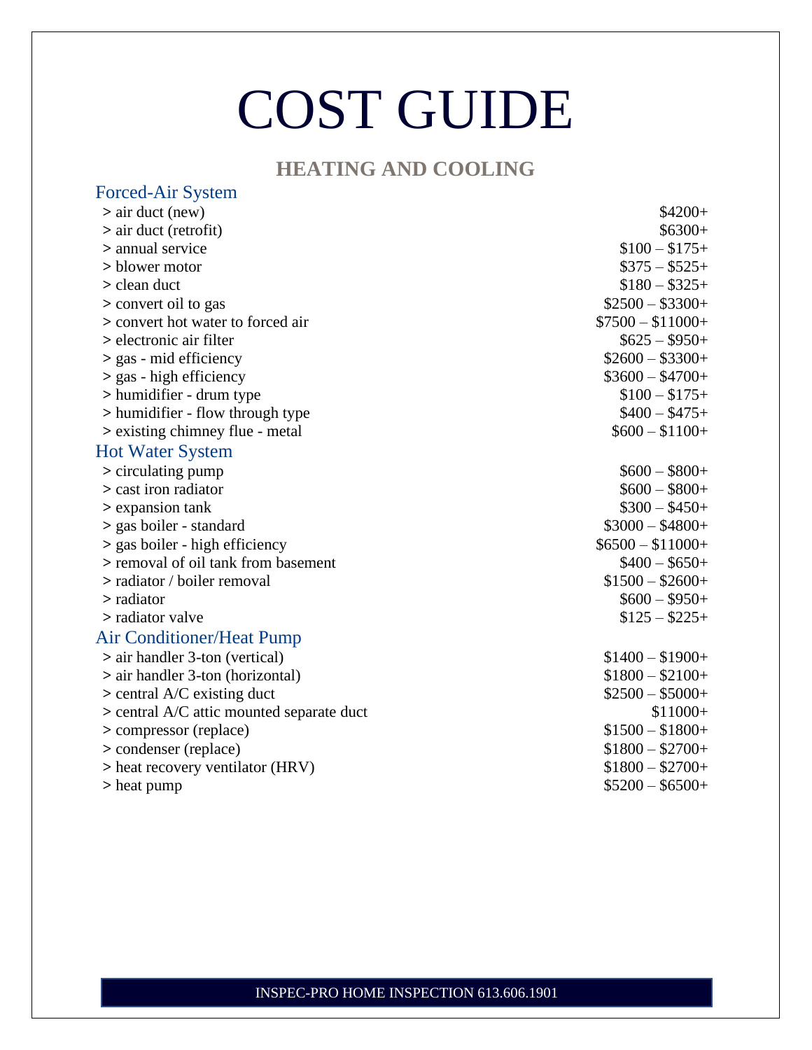# COST GUIDE

## HEATING AND COOLING

### Forced-Air System

| Item | Cost |
|---|---|
| > air duct (new) | $4200+ |
| > air duct (retrofit) | $6300+ |
| > annual service | $100 – $175+ |
| > blower motor | $375 – $525+ |
| > clean duct | $180 – $325+ |
| > convert oil to gas | $2500 – $3300+ |
| > convert hot water to forced air | $7500 – $11000+ |
| > electronic air filter | $625 – $950+ |
| > gas - mid efficiency | $2600 – $3300+ |
| > gas - high efficiency | $3600 – $4700+ |
| > humidifier - drum type | $100 – $175+ |
| > humidifier - flow through type | $400 – $475+ |
| > existing chimney flue - metal | $600 – $1100+ |

### Hot Water System

| Item | Cost |
|---|---|
| > circulating pump | $600 – $800+ |
| > cast iron radiator | $600 – $800+ |
| > expansion tank | $300 – $450+ |
| > gas boiler - standard | $3000 – $4800+ |
| > gas boiler - high efficiency | $6500 – $11000+ |
| > removal of oil tank from basement | $400 – $650+ |
| > radiator / boiler removal | $1500 – $2600+ |
| > radiator | $600 – $950+ |
| > radiator valve | $125 – $225+ |

### Air Conditioner/Heat Pump

| Item | Cost |
|---|---|
| > air handler 3-ton (vertical) | $1400 – $1900+ |
| > air handler 3-ton (horizontal) | $1800 – $2100+ |
| > central A/C existing duct | $2500 – $5000+ |
| > central A/C attic mounted separate duct | $11000+ |
| > compressor (replace) | $1500 – $1800+ |
| > condenser (replace) | $1800 – $2700+ |
| > heat recovery ventilator (HRV) | $1800 – $2700+ |
| > heat pump | $5200 – $6500+ |

INSPEC-PRO HOME INSPECTION 613.606.1901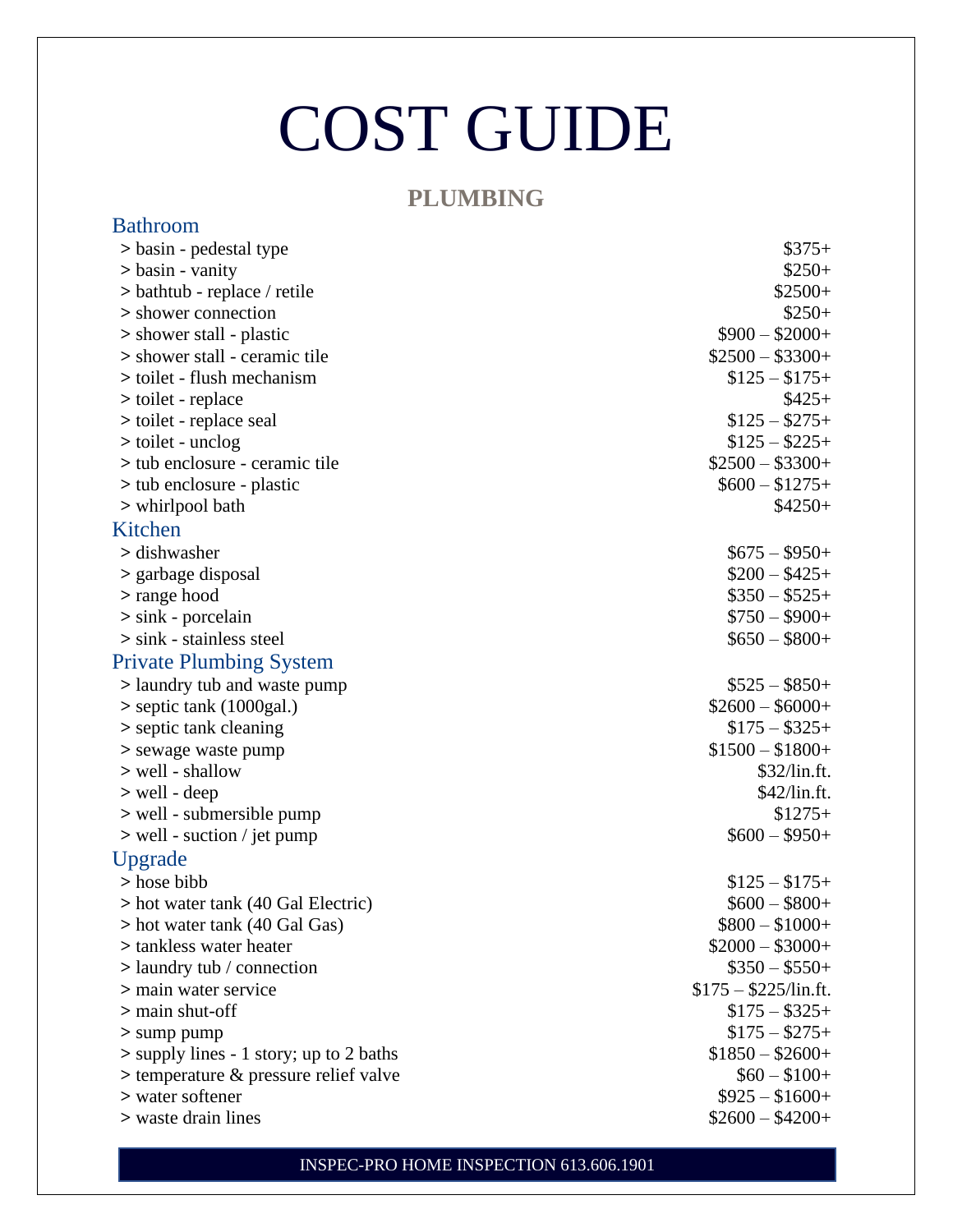# COST GUIDE

## PLUMBING

### Bathroom

| Item | Cost |
|---|---|
| > basin - pedestal type | $375+ |
| > basin - vanity | $250+ |
| > bathtub - replace / retile | $2500+ |
| > shower connection | $250+ |
| > shower stall - plastic | $900 – $2000+ |
| > shower stall - ceramic tile | $2500 – $3300+ |
| > toilet - flush mechanism | $125 – $175+ |
| > toilet - replace | $425+ |
| > toilet - replace seal | $125 – $275+ |
| > toilet - unclog | $125 – $225+ |
| > tub enclosure - ceramic tile | $2500 – $3300+ |
| > tub enclosure - plastic | $600 – $1275+ |
| > whirlpool bath | $4250+ |

### Kitchen

| Item | Cost |
|---|---|
| > dishwasher | $675 – $950+ |
| > garbage disposal | $200 – $425+ |
| > range hood | $350 – $525+ |
| > sink - porcelain | $750 – $900+ |
| > sink - stainless steel | $650 – $800+ |

### Private Plumbing System

| Item | Cost |
|---|---|
| > laundry tub and waste pump | $525 – $850+ |
| > septic tank (1000gal.) | $2600 – $6000+ |
| > septic tank cleaning | $175 – $325+ |
| > sewage waste pump | $1500 – $1800+ |
| > well - shallow | $32/lin.ft. |
| > well - deep | $42/lin.ft. |
| > well - submersible pump | $1275+ |
| > well - suction / jet pump | $600 – $950+ |

### Upgrade

| Item | Cost |
|---|---|
| > hose bibb | $125 – $175+ |
| > hot water tank (40 Gal Electric) | $600 – $800+ |
| > hot water tank (40 Gal Gas) | $800 – $1000+ |
| > tankless water heater | $2000 – $3000+ |
| > laundry tub / connection | $350 – $550+ |
| > main water service | $175 – $225/lin.ft. |
| > main shut-off | $175 – $325+ |
| > sump pump | $175 – $275+ |
| > supply lines - 1 story; up to 2 baths | $1850 – $2600+ |
| > temperature & pressure relief valve | $60 – $100+ |
| > water softener | $925 – $1600+ |
| > waste drain lines | $2600 – $4200+ |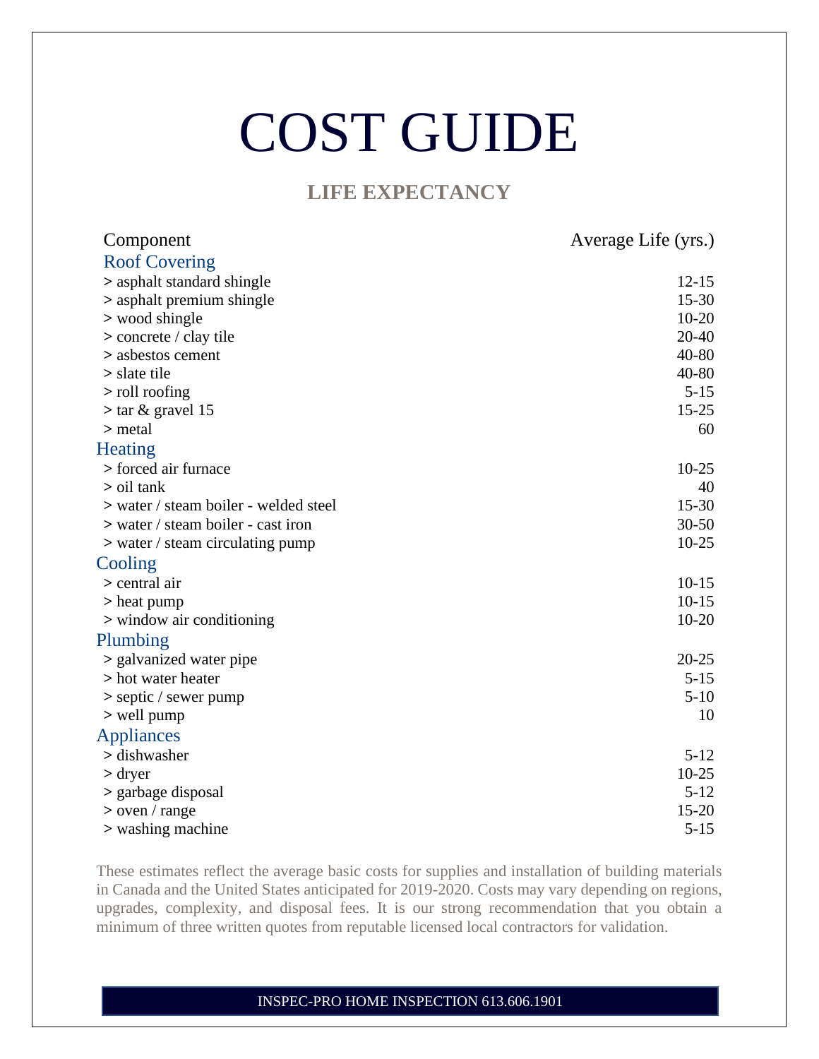# COST GUIDE

## LIFE EXPECTANCY

| Component | Average Life (yrs.) |
|---|---|
| **Roof Covering** | |
| > asphalt standard shingle | 12-15 |
| > asphalt premium shingle | 15-30 |
| > wood shingle | 10-20 |
| > concrete / clay tile | 20-40 |
| > asbestos cement | 40-80 |
| > slate tile | 40-80 |
| > roll roofing | 5-15 |
| > tar & gravel 15 | 15-25 |
| > metal | 60 |
| **Heating** | |
| > forced air furnace | 10-25 |
| > oil tank | 40 |
| > water / steam boiler - welded steel | 15-30 |
| > water / steam boiler - cast iron | 30-50 |
| > water / steam circulating pump | 10-25 |
| **Cooling** | |
| > central air | 10-15 |
| > heat pump | 10-15 |
| > window air conditioning | 10-20 |
| **Plumbing** | |
| > galvanized water pipe | 20-25 |
| > hot water heater | 5-15 |
| > septic / sewer pump | 5-10 |
| > well pump | 10 |
| **Appliances** | |
| > dishwasher | 5-12 |
| > dryer | 10-25 |
| > garbage disposal | 5-12 |
| > oven / range | 15-20 |
| > washing machine | 5-15 |

These estimates reflect the average basic costs for supplies and installation of building materials in Canada and the United States anticipated for 2019-2020. Costs may vary depending on regions, upgrades, complexity, and disposal fees. It is our strong recommendation that you obtain a minimum of three written quotes from reputable licensed local contractors for validation.

INSPEC-PRO HOME INSPECTION 613.606.1901